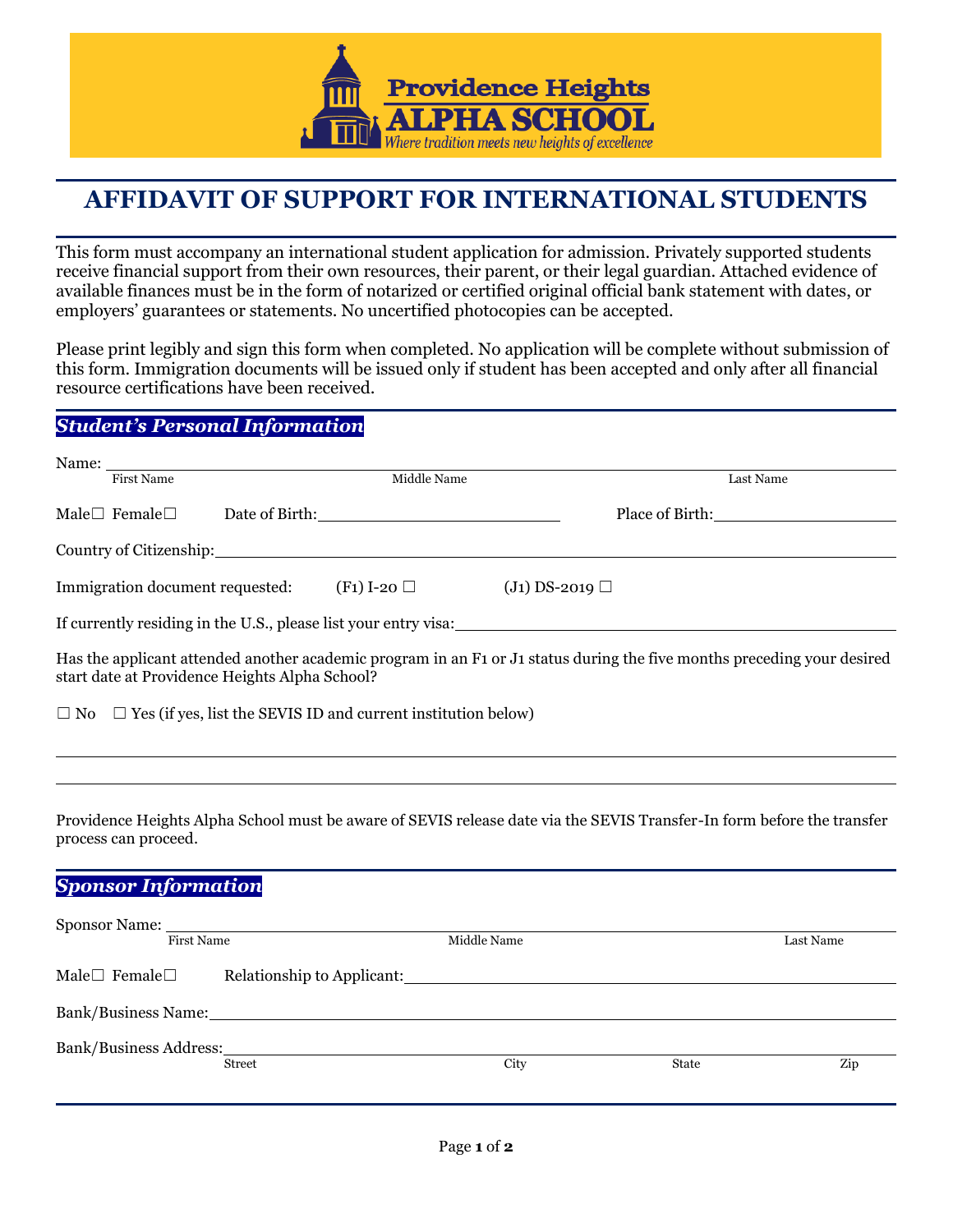Providence Heights
ALPHA SCHOOL
*Where tradition meets new heights of excellence*

# AFFIDAVIT OF SUPPORT FOR INTERNATIONAL STUDENTS

This form must accompany an international student application for admission. Privately supported students receive financial support from their own resources, their parent, or their legal guardian. Attached evidence of available finances must be in the form of notarized or certified original official bank statement with dates, or employers' guarantees or statements. No uncertified photocopies can be accepted.

Please print legibly and sign this form when completed. No application will be complete without submission of this form. Immigration documents will be issued only if student has been accepted and only after all financial resource certifications have been received.

## *Student's Personal Information*

Name: ______________________________________________
First Name Middle Name Last Name

Male☐ Female☐ Date of Birth:__________________ Place of Birth:______________

Country of Citizenship:______________________________________________

Immigration document requested: (F1) I-20 ☐ (J1) DS-2019 ☐

If currently residing in the U.S., please list your entry visa:______________________

Has the applicant attended another academic program in an F1 or J1 status during the five months preceding your desired start date at Providence Heights Alpha School?

☐ No ☐ Yes (if yes, list the SEVIS ID and current institution below)

______________________________________________

______________________________________________

Providence Heights Alpha School must be aware of SEVIS release date via the SEVIS Transfer-In form before the transfer process can proceed.

## *Sponsor Information*

Sponsor Name: ______________________________________________
First Name Middle Name Last Name

Male☐ Female☐ Relationship to Applicant:______________________________

Bank/Business Name:______________________________________________

Bank/Business Address:______________________________________________
Street City State Zip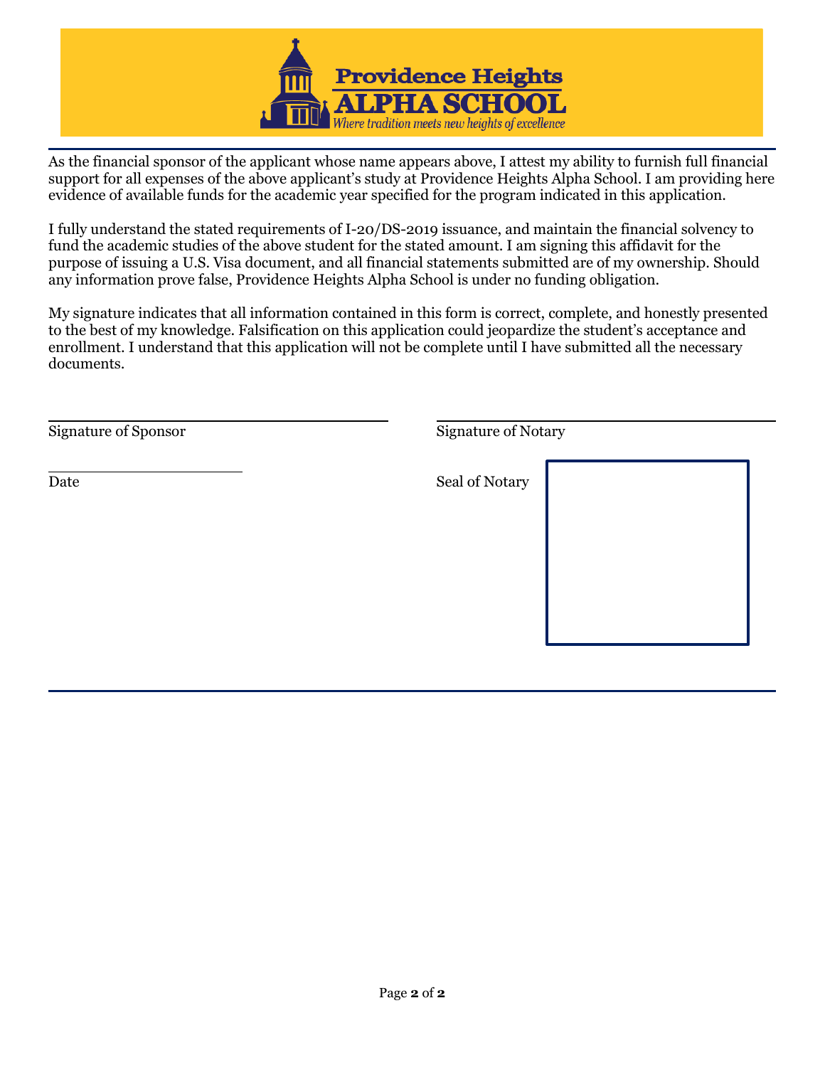**Providence Heights ALPHA SCHOOL**

*Where tradition meets new heights of excellence*

As the financial sponsor of the applicant whose name appears above, I attest my ability to furnish full financial support for all expenses of the above applicant's study at Providence Heights Alpha School. I am providing here evidence of available funds for the academic year specified for the program indicated in this application.

I fully understand the stated requirements of I-20/DS-2019 issuance, and maintain the financial solvency to fund the academic studies of the above student for the stated amount. I am signing this affidavit for the purpose of issuing a U.S. Visa document, and all financial statements submitted are of my ownership. Should any information prove false, Providence Heights Alpha School is under no funding obligation.

My signature indicates that all information contained in this form is correct, complete, and honestly presented to the best of my knowledge. Falsification on this application could jeopardize the student's acceptance and enrollment. I understand that this application will not be complete until I have submitted all the necessary documents.

Signature of Sponsor

Date

Signature of Notary

Seal of Notary